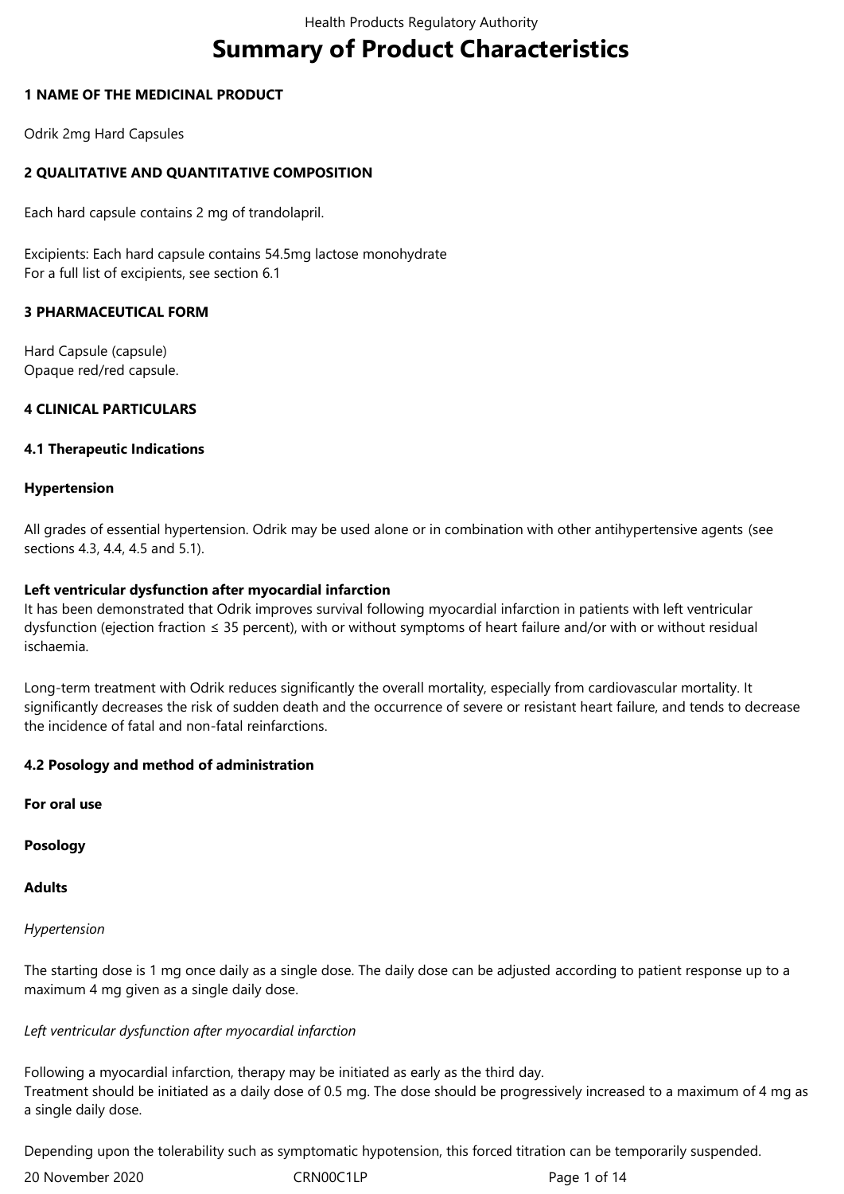# Summary of Product Characteristics

## 1 NAME OF THE MEDICINAL PRODUCT

Odrik 2mg Hard Capsules

## 2 QUALITATIVE AND QUANTITATIVE COMPOSITION

Each hard capsule contains 2 mg of trandolapril.

Excipients: Each hard capsule contains 54.5mg lactose monohydrate
For a full list of excipients, see section 6.1

## 3 PHARMACEUTICAL FORM

Hard Capsule (capsule)
Opaque red/red capsule.

## 4 CLINICAL PARTICULARS

### 4.1 Therapeutic Indications

**Hypertension**

All grades of essential hypertension. Odrik may be used alone or in combination with other antihypertensive agents (see sections 4.3, 4.4, 4.5 and 5.1).

**Left ventricular dysfunction after myocardial infarction**

It has been demonstrated that Odrik improves survival following myocardial infarction in patients with left ventricular dysfunction (ejection fraction ≤ 35 percent), with or without symptoms of heart failure and/or with or without residual ischaemia.

Long-term treatment with Odrik reduces significantly the overall mortality, especially from cardiovascular mortality. It significantly decreases the risk of sudden death and the occurrence of severe or resistant heart failure, and tends to decrease the incidence of fatal and non-fatal reinfarctions.

### 4.2 Posology and method of administration

**For oral use**

**Posology**

**Adults**

*Hypertension*

The starting dose is 1 mg once daily as a single dose. The daily dose can be adjusted according to patient response up to a maximum 4 mg given as a single daily dose.

*Left ventricular dysfunction after myocardial infarction*

Following a myocardial infarction, therapy may be initiated as early as the third day.
Treatment should be initiated as a daily dose of 0.5 mg. The dose should be progressively increased to a maximum of 4 mg as a single daily dose.

Depending upon the tolerability such as symptomatic hypotension, this forced titration can be temporarily suspended.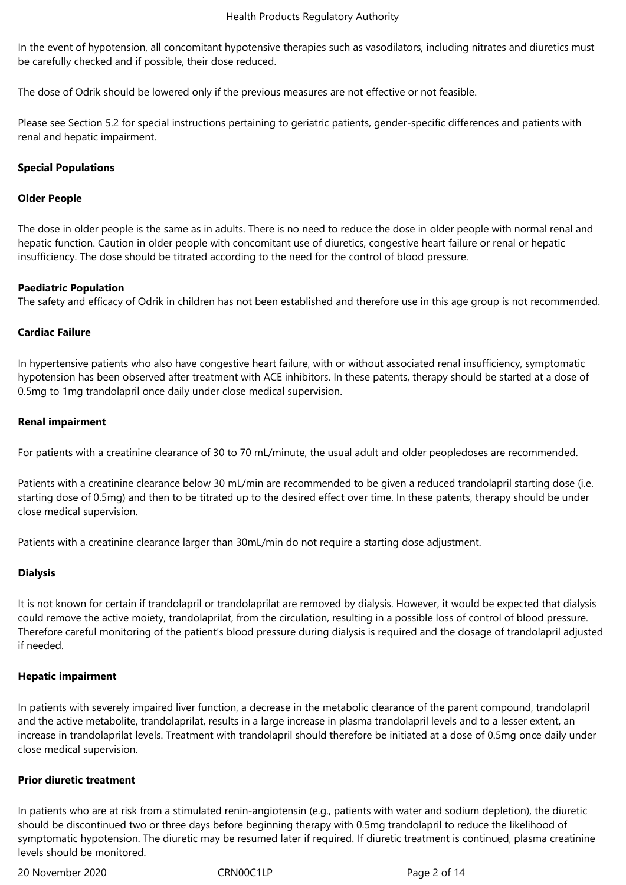In the event of hypotension, all concomitant hypotensive therapies such as vasodilators, including nitrates and diuretics must be carefully checked and if possible, their dose reduced.

The dose of Odrik should be lowered only if the previous measures are not effective or not feasible.

Please see Section 5.2 for special instructions pertaining to geriatric patients, gender-specific differences and patients with renal and hepatic impairment.

**Special Populations**

**Older People**

The dose in older people is the same as in adults. There is no need to reduce the dose in older people with normal renal and hepatic function. Caution in older people with concomitant use of diuretics, congestive heart failure or renal or hepatic insufficiency. The dose should be titrated according to the need for the control of blood pressure.

**Paediatric Population**

The safety and efficacy of Odrik in children has not been established and therefore use in this age group is not recommended.

**Cardiac Failure**

In hypertensive patients who also have congestive heart failure, with or without associated renal insufficiency, symptomatic hypotension has been observed after treatment with ACE inhibitors. In these patents, therapy should be started at a dose of 0.5mg to 1mg trandolapril once daily under close medical supervision.

**Renal impairment**

For patients with a creatinine clearance of 30 to 70 mL/minute, the usual adult and older peopledoses are recommended.

Patients with a creatinine clearance below 30 mL/min are recommended to be given a reduced trandolapril starting dose (i.e. starting dose of 0.5mg) and then to be titrated up to the desired effect over time. In these patents, therapy should be under close medical supervision.

Patients with a creatinine clearance larger than 30mL/min do not require a starting dose adjustment.

**Dialysis**

It is not known for certain if trandolapril or trandolaprilat are removed by dialysis. However, it would be expected that dialysis could remove the active moiety, trandolaprilat, from the circulation, resulting in a possible loss of control of blood pressure. Therefore careful monitoring of the patient's blood pressure during dialysis is required and the dosage of trandolapril adjusted if needed.

**Hepatic impairment**

In patients with severely impaired liver function, a decrease in the metabolic clearance of the parent compound, trandolapril and the active metabolite, trandolaprilat, results in a large increase in plasma trandolapril levels and to a lesser extent, an increase in trandolaprilat levels. Treatment with trandolapril should therefore be initiated at a dose of 0.5mg once daily under close medical supervision.

**Prior diuretic treatment**

In patients who are at risk from a stimulated renin-angiotensin (e.g., patients with water and sodium depletion), the diuretic should be discontinued two or three days before beginning therapy with 0.5mg trandolapril to reduce the likelihood of symptomatic hypotension. The diuretic may be resumed later if required. If diuretic treatment is continued, plasma creatinine levels should be monitored.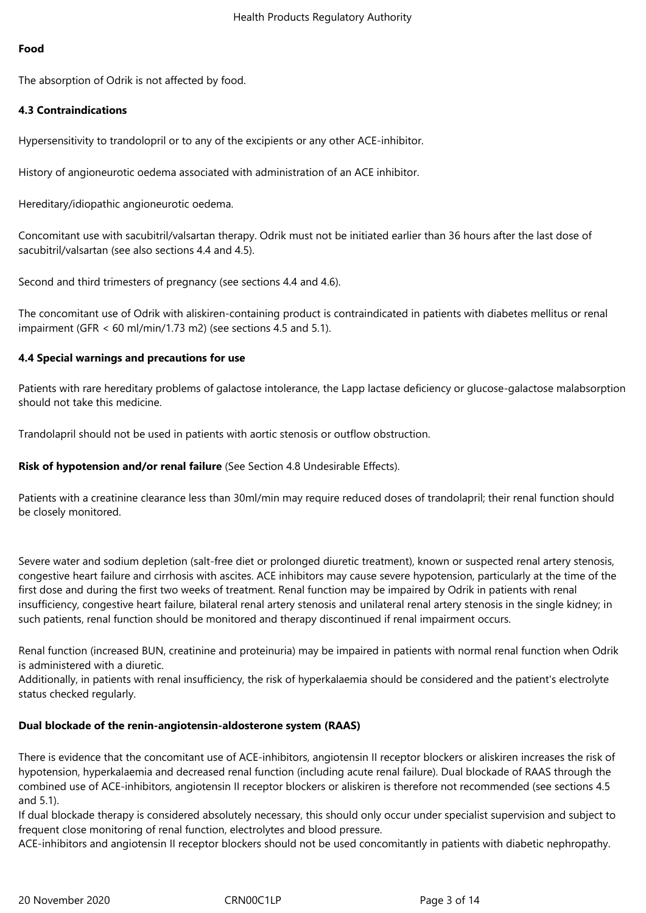**Food**

The absorption of Odrik is not affected by food.

**4.3 Contraindications**

Hypersensitivity to trandolopril or to any of the excipients or any other ACE-inhibitor.

History of angioneurotic oedema associated with administration of an ACE inhibitor.

Hereditary/idiopathic angioneurotic oedema.

Concomitant use with sacubitril/valsartan therapy. Odrik must not be initiated earlier than 36 hours after the last dose of sacubitril/valsartan (see also sections 4.4 and 4.5).

Second and third trimesters of pregnancy (see sections 4.4 and 4.6).

The concomitant use of Odrik with aliskiren-containing product is contraindicated in patients with diabetes mellitus or renal impairment (GFR < 60 ml/min/1.73 m2) (see sections 4.5 and 5.1).

**4.4 Special warnings and precautions for use**

Patients with rare hereditary problems of galactose intolerance, the Lapp lactase deficiency or glucose-galactose malabsorption should not take this medicine.

Trandolapril should not be used in patients with aortic stenosis or outflow obstruction.

**Risk of hypotension and/or renal failure** (See Section 4.8 Undesirable Effects).

Patients with a creatinine clearance less than 30ml/min may require reduced doses of trandolapril; their renal function should be closely monitored.

Severe water and sodium depletion (salt-free diet or prolonged diuretic treatment), known or suspected renal artery stenosis, congestive heart failure and cirrhosis with ascites. ACE inhibitors may cause severe hypotension, particularly at the time of the first dose and during the first two weeks of treatment. Renal function may be impaired by Odrik in patients with renal insufficiency, congestive heart failure, bilateral renal artery stenosis and unilateral renal artery stenosis in the single kidney; in such patients, renal function should be monitored and therapy discontinued if renal impairment occurs.

Renal function (increased BUN, creatinine and proteinuria) may be impaired in patients with normal renal function when Odrik is administered with a diuretic.
Additionally, in patients with renal insufficiency, the risk of hyperkalaemia should be considered and the patient's electrolyte status checked regularly.

**Dual blockade of the renin-angiotensin-aldosterone system (RAAS)**

There is evidence that the concomitant use of ACE-inhibitors, angiotensin II receptor blockers or aliskiren increases the risk of hypotension, hyperkalaemia and decreased renal function (including acute renal failure). Dual blockade of RAAS through the combined use of ACE-inhibitors, angiotensin II receptor blockers or aliskiren is therefore not recommended (see sections 4.5 and 5.1).
If dual blockade therapy is considered absolutely necessary, this should only occur under specialist supervision and subject to frequent close monitoring of renal function, electrolytes and blood pressure.
ACE-inhibitors and angiotensin II receptor blockers should not be used concomitantly in patients with diabetic nephropathy.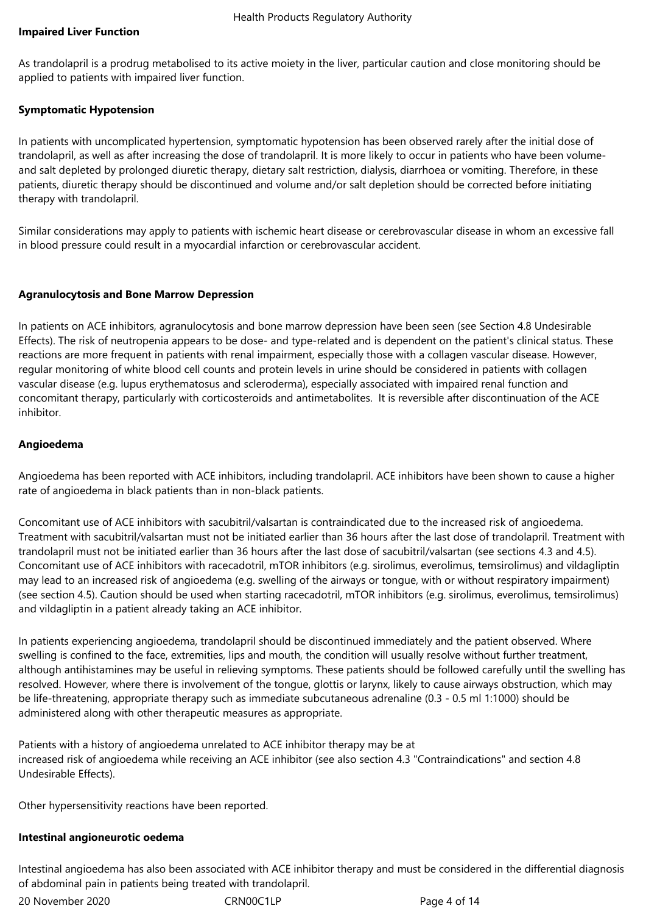**Impaired Liver Function**

As trandolapril is a prodrug metabolised to its active moiety in the liver, particular caution and close monitoring should be applied to patients with impaired liver function.

**Symptomatic Hypotension**

In patients with uncomplicated hypertension, symptomatic hypotension has been observed rarely after the initial dose of trandolapril, as well as after increasing the dose of trandolapril. It is more likely to occur in patients who have been volume- and salt depleted by prolonged diuretic therapy, dietary salt restriction, dialysis, diarrhoea or vomiting. Therefore, in these patients, diuretic therapy should be discontinued and volume and/or salt depletion should be corrected before initiating therapy with trandolapril.

Similar considerations may apply to patients with ischemic heart disease or cerebrovascular disease in whom an excessive fall in blood pressure could result in a myocardial infarction or cerebrovascular accident.

**Agranulocytosis and Bone Marrow Depression**

In patients on ACE inhibitors, agranulocytosis and bone marrow depression have been seen (see Section 4.8 Undesirable Effects). The risk of neutropenia appears to be dose- and type-related and is dependent on the patient's clinical status. These reactions are more frequent in patients with renal impairment, especially those with a collagen vascular disease. However, regular monitoring of white blood cell counts and protein levels in urine should be considered in patients with collagen vascular disease (e.g. lupus erythematosus and scleroderma), especially associated with impaired renal function and concomitant therapy, particularly with corticosteroids and antimetabolites. It is reversible after discontinuation of the ACE inhibitor.

**Angioedema**

Angioedema has been reported with ACE inhibitors, including trandolapril. ACE inhibitors have been shown to cause a higher rate of angioedema in black patients than in non-black patients.

Concomitant use of ACE inhibitors with sacubitril/valsartan is contraindicated due to the increased risk of angioedema. Treatment with sacubitril/valsartan must not be initiated earlier than 36 hours after the last dose of trandolapril. Treatment with trandolapril must not be initiated earlier than 36 hours after the last dose of sacubitril/valsartan (see sections 4.3 and 4.5). Concomitant use of ACE inhibitors with racecadotril, mTOR inhibitors (e.g. sirolimus, everolimus, temsirolimus) and vildagliptin may lead to an increased risk of angioedema (e.g. swelling of the airways or tongue, with or without respiratory impairment) (see section 4.5). Caution should be used when starting racecadotril, mTOR inhibitors (e.g. sirolimus, everolimus, temsirolimus) and vildagliptin in a patient already taking an ACE inhibitor.

In patients experiencing angioedema, trandolapril should be discontinued immediately and the patient observed. Where swelling is confined to the face, extremities, lips and mouth, the condition will usually resolve without further treatment, although antihistamines may be useful in relieving symptoms. These patients should be followed carefully until the swelling has resolved. However, where there is involvement of the tongue, glottis or larynx, likely to cause airways obstruction, which may be life-threatening, appropriate therapy such as immediate subcutaneous adrenaline (0.3 - 0.5 ml 1:1000) should be administered along with other therapeutic measures as appropriate.

Patients with a history of angioedema unrelated to ACE inhibitor therapy may be at increased risk of angioedema while receiving an ACE inhibitor (see also section 4.3 "Contraindications" and section 4.8 Undesirable Effects).

Other hypersensitivity reactions have been reported.

**Intestinal angioneurotic oedema**

Intestinal angioedema has also been associated with ACE inhibitor therapy and must be considered in the differential diagnosis of abdominal pain in patients being treated with trandolapril.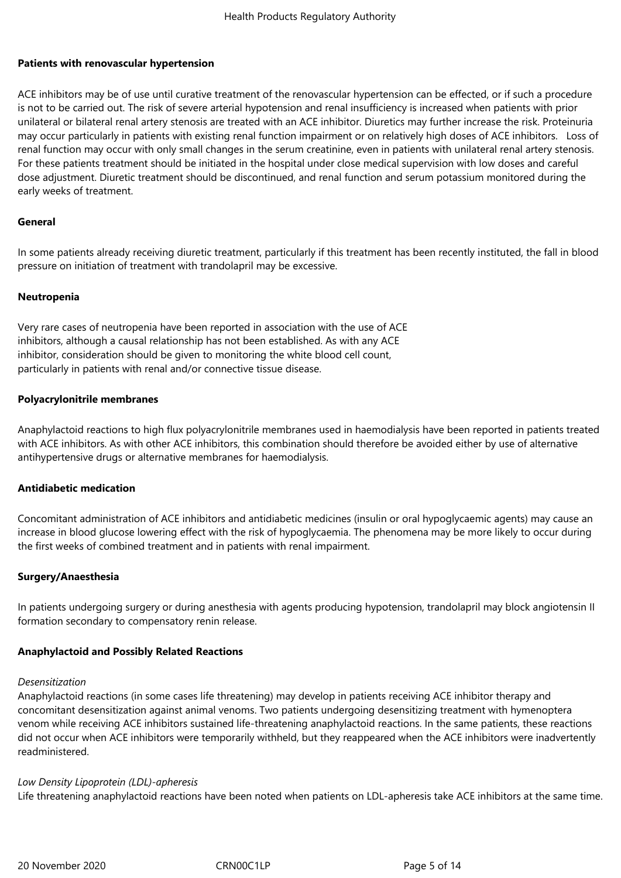**Patients with renovascular hypertension**

ACE inhibitors may be of use until curative treatment of the renovascular hypertension can be effected, or if such a procedure is not to be carried out. The risk of severe arterial hypotension and renal insufficiency is increased when patients with prior unilateral or bilateral renal artery stenosis are treated with an ACE inhibitor. Diuretics may further increase the risk. Proteinuria may occur particularly in patients with existing renal function impairment or on relatively high doses of ACE inhibitors. Loss of renal function may occur with only small changes in the serum creatinine, even in patients with unilateral renal artery stenosis. For these patients treatment should be initiated in the hospital under close medical supervision with low doses and careful dose adjustment. Diuretic treatment should be discontinued, and renal function and serum potassium monitored during the early weeks of treatment.

**General**

In some patients already receiving diuretic treatment, particularly if this treatment has been recently instituted, the fall in blood pressure on initiation of treatment with trandolapril may be excessive.

**Neutropenia**

Very rare cases of neutropenia have been reported in association with the use of ACE inhibitors, although a causal relationship has not been established. As with any ACE inhibitor, consideration should be given to monitoring the white blood cell count, particularly in patients with renal and/or connective tissue disease.

**Polyacrylonitrile membranes**

Anaphylactoid reactions to high flux polyacrylonitrile membranes used in haemodialysis have been reported in patients treated with ACE inhibitors. As with other ACE inhibitors, this combination should therefore be avoided either by use of alternative antihypertensive drugs or alternative membranes for haemodialysis.

**Antidiabetic medication**

Concomitant administration of ACE inhibitors and antidiabetic medicines (insulin or oral hypoglycaemic agents) may cause an increase in blood glucose lowering effect with the risk of hypoglycaemia. The phenomena may be more likely to occur during the first weeks of combined treatment and in patients with renal impairment.

**Surgery/Anaesthesia**

In patients undergoing surgery or during anesthesia with agents producing hypotension, trandolapril may block angiotensin II formation secondary to compensatory renin release.

**Anaphylactoid and Possibly Related Reactions**

*Desensitization*

Anaphylactoid reactions (in some cases life threatening) may develop in patients receiving ACE inhibitor therapy and concomitant desensitization against animal venoms. Two patients undergoing desensitizing treatment with hymenoptera venom while receiving ACE inhibitors sustained life-threatening anaphylactoid reactions. In the same patients, these reactions did not occur when ACE inhibitors were temporarily withheld, but they reappeared when the ACE inhibitors were inadvertently readministered.

*Low Density Lipoprotein (LDL)-apheresis*

Life threatening anaphylactoid reactions have been noted when patients on LDL-apheresis take ACE inhibitors at the same time.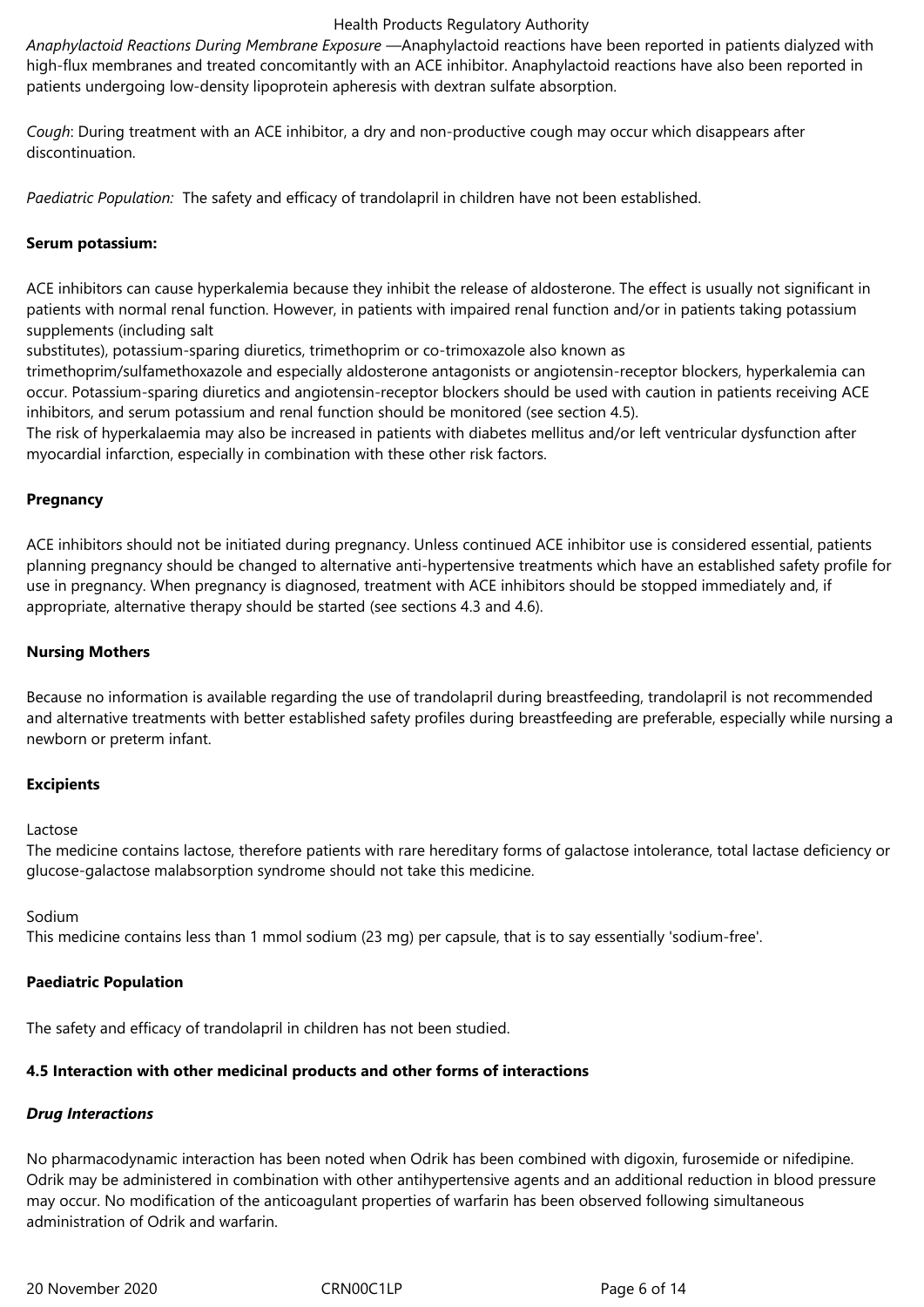*Anaphylactoid Reactions During Membrane Exposure* —Anaphylactoid reactions have been reported in patients dialyzed with high-flux membranes and treated concomitantly with an ACE inhibitor. Anaphylactoid reactions have also been reported in patients undergoing low-density lipoprotein apheresis with dextran sulfate absorption.

*Cough*: During treatment with an ACE inhibitor, a dry and non-productive cough may occur which disappears after discontinuation.

*Paediatric Population:* The safety and efficacy of trandolapril in children have not been established.

**Serum potassium:**

ACE inhibitors can cause hyperkalemia because they inhibit the release of aldosterone. The effect is usually not significant in patients with normal renal function. However, in patients with impaired renal function and/or in patients taking potassium supplements (including salt substitutes), potassium-sparing diuretics, trimethoprim or co-trimoxazole also known as trimethoprim/sulfamethoxazole and especially aldosterone antagonists or angiotensin-receptor blockers, hyperkalemia can occur. Potassium-sparing diuretics and angiotensin-receptor blockers should be used with caution in patients receiving ACE inhibitors, and serum potassium and renal function should be monitored (see section 4.5).
The risk of hyperkalaemia may also be increased in patients with diabetes mellitus and/or left ventricular dysfunction after myocardial infarction, especially in combination with these other risk factors.

**Pregnancy**

ACE inhibitors should not be initiated during pregnancy. Unless continued ACE inhibitor use is considered essential, patients planning pregnancy should be changed to alternative anti-hypertensive treatments which have an established safety profile for use in pregnancy. When pregnancy is diagnosed, treatment with ACE inhibitors should be stopped immediately and, if appropriate, alternative therapy should be started (see sections 4.3 and 4.6).

**Nursing Mothers**

Because no information is available regarding the use of trandolapril during breastfeeding, trandolapril is not recommended and alternative treatments with better established safety profiles during breastfeeding are preferable, especially while nursing a newborn or preterm infant.

**Excipients**

Lactose
The medicine contains lactose, therefore patients with rare hereditary forms of galactose intolerance, total lactase deficiency or glucose-galactose malabsorption syndrome should not take this medicine.

Sodium
This medicine contains less than 1 mmol sodium (23 mg) per capsule, that is to say essentially 'sodium-free'.

**Paediatric Population**

The safety and efficacy of trandolapril in children has not been studied.

**4.5 Interaction with other medicinal products and other forms of interactions**

***Drug Interactions***

No pharmacodynamic interaction has been noted when Odrik has been combined with digoxin, furosemide or nifedipine. Odrik may be administered in combination with other antihypertensive agents and an additional reduction in blood pressure may occur. No modification of the anticoagulant properties of warfarin has been observed following simultaneous administration of Odrik and warfarin.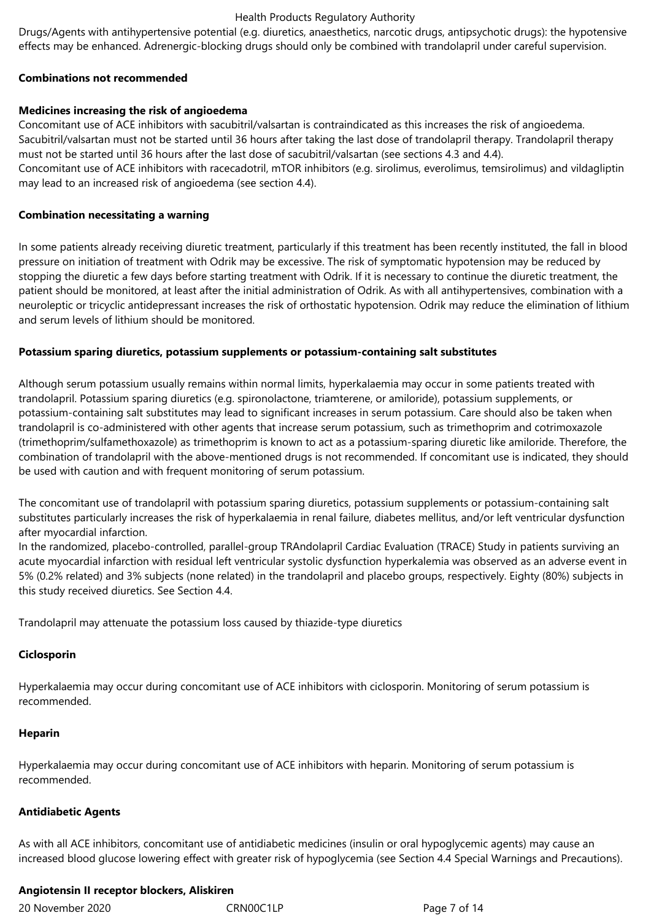Drugs/Agents with antihypertensive potential (e.g. diuretics, anaesthetics, narcotic drugs, antipsychotic drugs): the hypotensive effects may be enhanced. Adrenergic-blocking drugs should only be combined with trandolapril under careful supervision.

**Combinations not recommended**

**Medicines increasing the risk of angioedema**

Concomitant use of ACE inhibitors with sacubitril/valsartan is contraindicated as this increases the risk of angioedema. Sacubitril/valsartan must not be started until 36 hours after taking the last dose of trandolapril therapy. Trandolapril therapy must not be started until 36 hours after the last dose of sacubitril/valsartan (see sections 4.3 and 4.4).
Concomitant use of ACE inhibitors with racecadotril, mTOR inhibitors (e.g. sirolimus, everolimus, temsirolimus) and vildagliptin may lead to an increased risk of angioedema (see section 4.4).

**Combination necessitating a warning**

In some patients already receiving diuretic treatment, particularly if this treatment has been recently instituted, the fall in blood pressure on initiation of treatment with Odrik may be excessive. The risk of symptomatic hypotension may be reduced by stopping the diuretic a few days before starting treatment with Odrik. If it is necessary to continue the diuretic treatment, the patient should be monitored, at least after the initial administration of Odrik. As with all antihypertensives, combination with a neuroleptic or tricyclic antidepressant increases the risk of orthostatic hypotension. Odrik may reduce the elimination of lithium and serum levels of lithium should be monitored.

**Potassium sparing diuretics, potassium supplements or potassium-containing salt substitutes**

Although serum potassium usually remains within normal limits, hyperkalaemia may occur in some patients treated with trandolapril. Potassium sparing diuretics (e.g. spironolactone, triamterene, or amiloride), potassium supplements, or potassium-containing salt substitutes may lead to significant increases in serum potassium. Care should also be taken when trandolapril is co-administered with other agents that increase serum potassium, such as trimethoprim and cotrimoxazole (trimethoprim/sulfamethoxazole) as trimethoprim is known to act as a potassium-sparing diuretic like amiloride. Therefore, the combination of trandolapril with the above-mentioned drugs is not recommended. If concomitant use is indicated, they should be used with caution and with frequent monitoring of serum potassium.

The concomitant use of trandolapril with potassium sparing diuretics, potassium supplements or potassium-containing salt substitutes particularly increases the risk of hyperkalaemia in renal failure, diabetes mellitus, and/or left ventricular dysfunction after myocardial infarction.
In the randomized, placebo-controlled, parallel-group TRAndolapril Cardiac Evaluation (TRACE) Study in patients surviving an acute myocardial infarction with residual left ventricular systolic dysfunction hyperkalemia was observed as an adverse event in 5% (0.2% related) and 3% subjects (none related) in the trandolapril and placebo groups, respectively. Eighty (80%) subjects in this study received diuretics. See Section 4.4.

Trandolapril may attenuate the potassium loss caused by thiazide-type diuretics

**Ciclosporin**

Hyperkalaemia may occur during concomitant use of ACE inhibitors with ciclosporin. Monitoring of serum potassium is recommended.

**Heparin**

Hyperkalaemia may occur during concomitant use of ACE inhibitors with heparin. Monitoring of serum potassium is recommended.

**Antidiabetic Agents**

As with all ACE inhibitors, concomitant use of antidiabetic medicines (insulin or oral hypoglycemic agents) may cause an increased blood glucose lowering effect with greater risk of hypoglycemia (see Section 4.4 Special Warnings and Precautions).

**Angiotensin II receptor blockers, Aliskiren**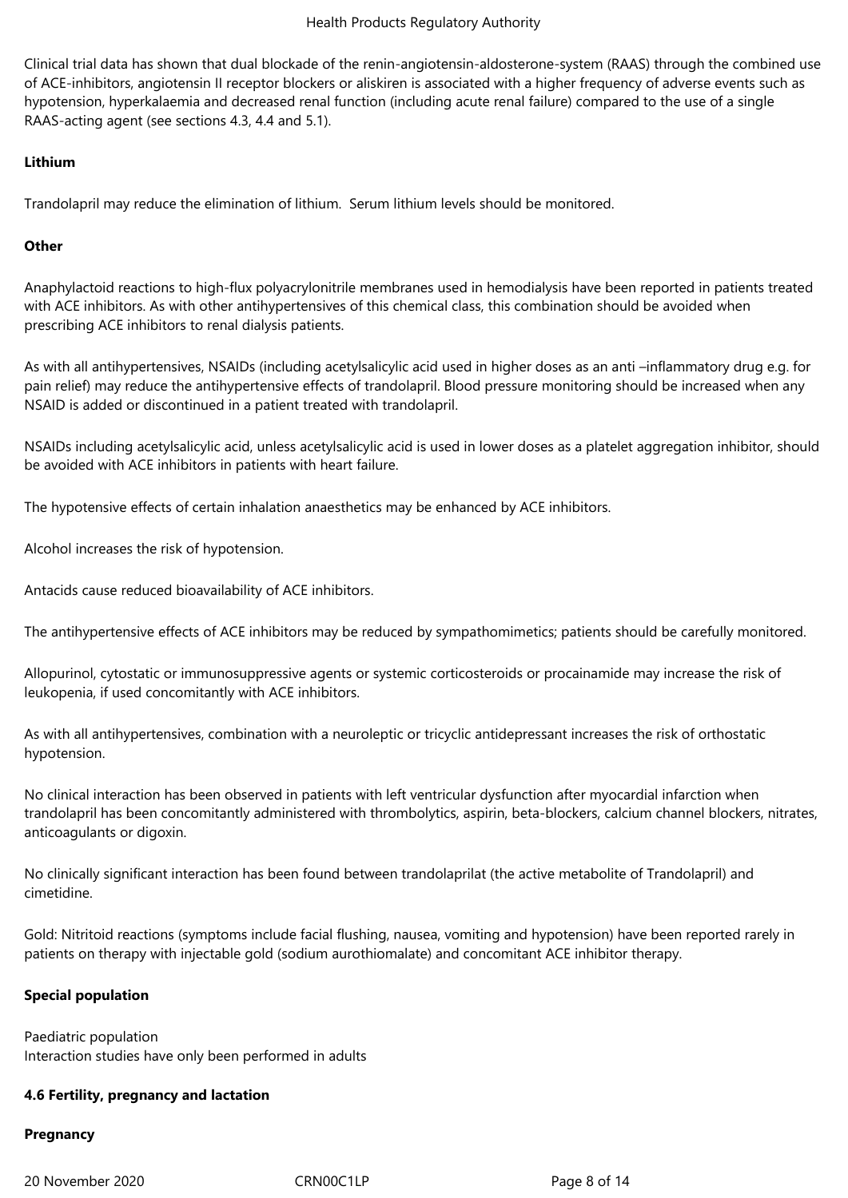Clinical trial data has shown that dual blockade of the renin-angiotensin-aldosterone-system (RAAS) through the combined use of ACE-inhibitors, angiotensin II receptor blockers or aliskiren is associated with a higher frequency of adverse events such as hypotension, hyperkalaemia and decreased renal function (including acute renal failure) compared to the use of a single RAAS-acting agent (see sections 4.3, 4.4 and 5.1).

**Lithium**

Trandolapril may reduce the elimination of lithium. Serum lithium levels should be monitored.

**Other**

Anaphylactoid reactions to high-flux polyacrylonitrile membranes used in hemodialysis have been reported in patients treated with ACE inhibitors. As with other antihypertensives of this chemical class, this combination should be avoided when prescribing ACE inhibitors to renal dialysis patients.

As with all antihypertensives, NSAIDs (including acetylsalicylic acid used in higher doses as an anti –inflammatory drug e.g. for pain relief) may reduce the antihypertensive effects of trandolapril. Blood pressure monitoring should be increased when any NSAID is added or discontinued in a patient treated with trandolapril.

NSAIDs including acetylsalicylic acid, unless acetylsalicylic acid is used in lower doses as a platelet aggregation inhibitor, should be avoided with ACE inhibitors in patients with heart failure.

The hypotensive effects of certain inhalation anaesthetics may be enhanced by ACE inhibitors.

Alcohol increases the risk of hypotension.

Antacids cause reduced bioavailability of ACE inhibitors.

The antihypertensive effects of ACE inhibitors may be reduced by sympathomimetics; patients should be carefully monitored.

Allopurinol, cytostatic or immunosuppressive agents or systemic corticosteroids or procainamide may increase the risk of leukopenia, if used concomitantly with ACE inhibitors.

As with all antihypertensives, combination with a neuroleptic or tricyclic antidepressant increases the risk of orthostatic hypotension.

No clinical interaction has been observed in patients with left ventricular dysfunction after myocardial infarction when trandolapril has been concomitantly administered with thrombolytics, aspirin, beta-blockers, calcium channel blockers, nitrates, anticoagulants or digoxin.

No clinically significant interaction has been found between trandolaprilat (the active metabolite of Trandolapril) and cimetidine.

Gold: Nitritoid reactions (symptoms include facial flushing, nausea, vomiting and hypotension) have been reported rarely in patients on therapy with injectable gold (sodium aurothiomalate) and concomitant ACE inhibitor therapy.

**Special population**

Paediatric population
Interaction studies have only been performed in adults

**4.6 Fertility, pregnancy and lactation**

**Pregnancy**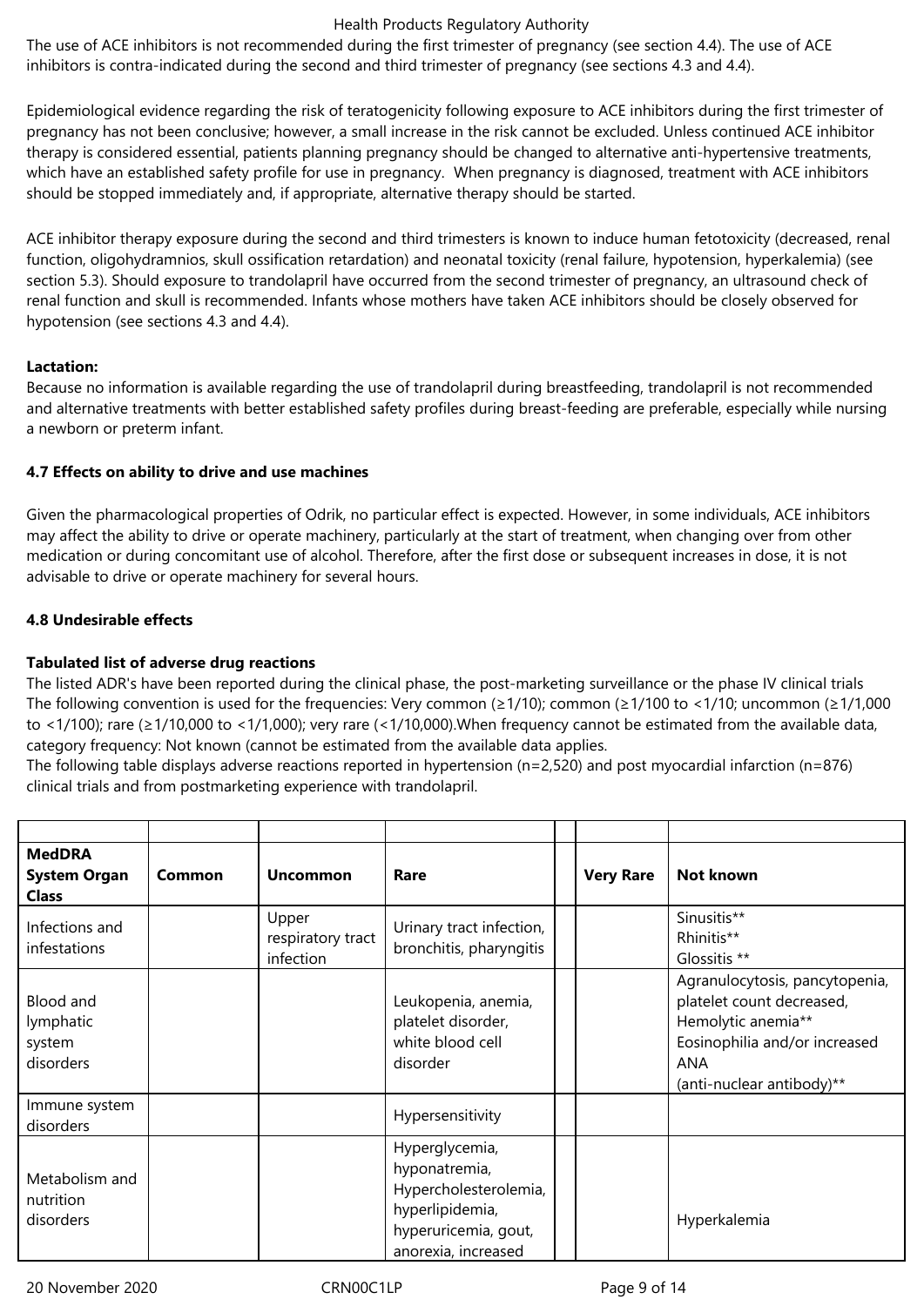The use of ACE inhibitors is not recommended during the first trimester of pregnancy (see section 4.4). The use of ACE inhibitors is contra-indicated during the second and third trimester of pregnancy (see sections 4.3 and 4.4).

Epidemiological evidence regarding the risk of teratogenicity following exposure to ACE inhibitors during the first trimester of pregnancy has not been conclusive; however, a small increase in the risk cannot be excluded. Unless continued ACE inhibitor therapy is considered essential, patients planning pregnancy should be changed to alternative anti-hypertensive treatments, which have an established safety profile for use in pregnancy. When pregnancy is diagnosed, treatment with ACE inhibitors should be stopped immediately and, if appropriate, alternative therapy should be started.

ACE inhibitor therapy exposure during the second and third trimesters is known to induce human fetotoxicity (decreased, renal function, oligohydramnios, skull ossification retardation) and neonatal toxicity (renal failure, hypotension, hyperkalemia) (see section 5.3). Should exposure to trandolapril have occurred from the second trimester of pregnancy, an ultrasound check of renal function and skull is recommended. Infants whose mothers have taken ACE inhibitors should be closely observed for hypotension (see sections 4.3 and 4.4).

**Lactation:**
Because no information is available regarding the use of trandolapril during breastfeeding, trandolapril is not recommended and alternative treatments with better established safety profiles during breast-feeding are preferable, especially while nursing a newborn or preterm infant.

**4.7 Effects on ability to drive and use machines**

Given the pharmacological properties of Odrik, no particular effect is expected. However, in some individuals, ACE inhibitors may affect the ability to drive or operate machinery, particularly at the start of treatment, when changing over from other medication or during concomitant use of alcohol. Therefore, after the first dose or subsequent increases in dose, it is not advisable to drive or operate machinery for several hours.

**4.8 Undesirable effects**

**Tabulated list of adverse drug reactions**
The listed ADR's have been reported during the clinical phase, the post-marketing surveillance or the phase IV clinical trials
The following convention is used for the frequencies: Very common (≥1/10); common (≥1/100 to <1/10; uncommon (≥1/1,000 to <1/100); rare (≥1/10,000 to <1/1,000); very rare (<1/10,000).When frequency cannot be estimated from the available data, category frequency: Not known (cannot be estimated from the available data applies.
The following table displays adverse reactions reported in hypertension (n=2,520) and post myocardial infarction (n=876) clinical trials and from postmarketing experience with trandolapril.

| | | | | | | |
|---|---|---|---|---|---|---|
| **MedDRA System Organ Class** | **Common** | **Uncommon** | **Rare** | | **Very Rare** | **Not known** |
| Infections and infestations | | Upper respiratory tract infection | Urinary tract infection, bronchitis, pharyngitis | | | Sinusitis** Rhinitis** Glossitis ** |
| Blood and lymphatic system disorders | | | Leukopenia, anemia, platelet disorder, white blood cell disorder | | | Agranulocytosis, pancytopenia, platelet count decreased, Hemolytic anemia** Eosinophilia and/or increased ANA (anti-nuclear antibody)** |
| Immune system disorders | | | Hypersensitivity | | | |
| Metabolism and nutrition disorders | | | Hyperglycemia, hyponatremia, Hypercholesterolemia, hyperlipidemia, hyperuricemia, gout, anorexia, increased | | | Hyperkalemia |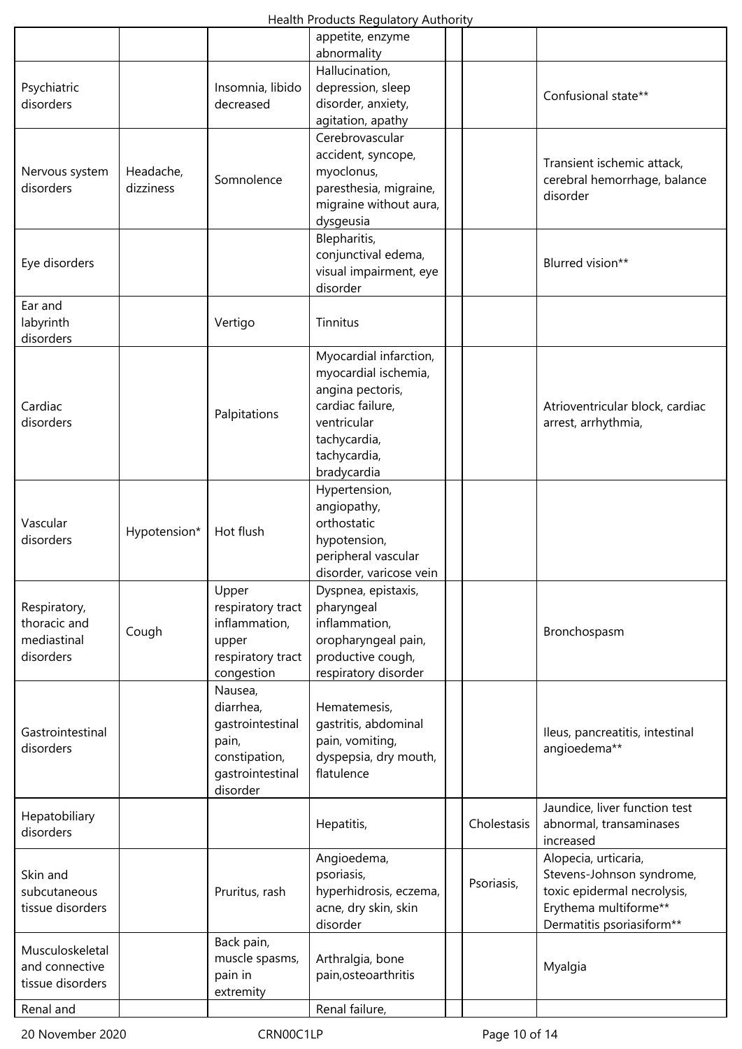| | | | | | | |
|---|---|---|---|---|---|---|
| | | | appetite, enzyme abnormality | | | |
| Psychiatric disorders | | Insomnia, libido decreased | Hallucination, depression, sleep disorder, anxiety, agitation, apathy | | | Confusional state** |
| Nervous system disorders | Headache, dizziness | Somnolence | Cerebrovascular accident, syncope, myoclonus, paresthesia, migraine, migraine without aura, dysgeusia | | | Transient ischemic attack, cerebral hemorrhage, balance disorder |
| Eye disorders | | | Blepharitis, conjunctival edema, visual impairment, eye disorder | | | Blurred vision** |
| Ear and labyrinth disorders | | Vertigo | Tinnitus | | | |
| Cardiac disorders | | Palpitations | Myocardial infarction, myocardial ischemia, angina pectoris, cardiac failure, ventricular tachycardia, tachycardia, bradycardia | | | Atrioventricular block, cardiac arrest, arrhythmia, |
| Vascular disorders | Hypotension* | Hot flush | Hypertension, angiopathy, orthostatic hypotension, peripheral vascular disorder, varicose vein | | | |
| Respiratory, thoracic and mediastinal disorders | Cough | Upper respiratory tract inflammation, upper respiratory tract congestion | Dyspnea, epistaxis, pharyngeal inflammation, oropharyngeal pain, productive cough, respiratory disorder | | | Bronchospasm |
| Gastrointestinal disorders | | Nausea, diarrhea, gastrointestinal pain, constipation, gastrointestinal disorder | Hematemesis, gastritis, abdominal pain, vomiting, dyspepsia, dry mouth, flatulence | | | Ileus, pancreatitis, intestinal angioedema** |
| Hepatobiliary disorders | | | Hepatitis, | | Cholestasis | Jaundice, liver function test abnormal, transaminases increased |
| Skin and subcutaneous tissue disorders | | Pruritus, rash | Angioedema, psoriasis, hyperhidrosis, eczema, acne, dry skin, skin disorder | | Psoriasis, | Alopecia, urticaria, Stevens-Johnson syndrome, toxic epidermal necrolysis, Erythema multiforme** Dermatitis psoriasiform** |
| Musculoskeletal and connective tissue disorders | | Back pain, muscle spasms, pain in extremity | Arthralgia, bone pain,osteoarthritis | | | Myalgia |
| Renal and | | | Renal failure, | | | |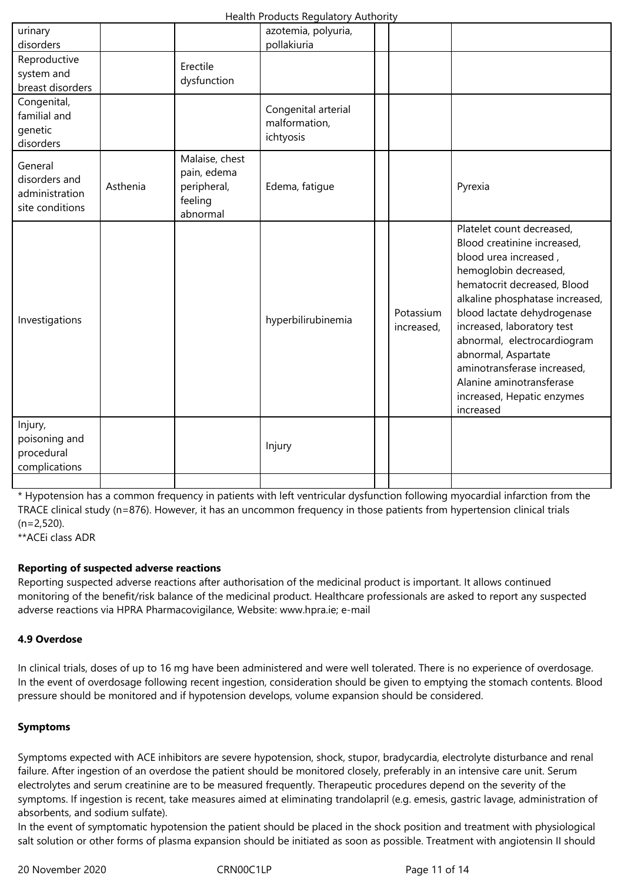| | | | | | | |
|---|---|---|---|---|---|---|
| urinary disorders | | | azotemia, polyuria, pollakiuria | | | |
| Reproductive system and breast disorders | | Erectile dysfunction | | | | |
| Congenital, familial and genetic disorders | | | Congenital arterial malformation, ichtyosis | | | |
| General disorders and administration site conditions | Asthenia | Malaise, chest pain, edema peripheral, feeling abnormal | Edema, fatigue | | | Pyrexia |
| Investigations | | | hyperbilirubinemia | | Potassium increased, | Platelet count decreased, Blood creatinine increased, blood urea increased , hemoglobin decreased, hematocrit decreased, Blood alkaline phosphatase increased, blood lactate dehydrogenase increased, laboratory test abnormal, electrocardiogram abnormal, Aspartate aminotransferase increased, Alanine aminotransferase increased, Hepatic enzymes increased |
| Injury, poisoning and procedural complications | | | Injury | | | |
| | | | | | | |

* Hypotension has a common frequency in patients with left ventricular dysfunction following myocardial infarction from the TRACE clinical study (n=876). However, it has an uncommon frequency in those patients from hypertension clinical trials (n=2,520).
**ACEi class ADR

**Reporting of suspected adverse reactions**
Reporting suspected adverse reactions after authorisation of the medicinal product is important. It allows continued monitoring of the benefit/risk balance of the medicinal product. Healthcare professionals are asked to report any suspected adverse reactions via HPRA Pharmacovigilance, Website: www.hpra.ie; e-mail

**4.9 Overdose**

In clinical trials, doses of up to 16 mg have been administered and were well tolerated. There is no experience of overdosage. In the event of overdosage following recent ingestion, consideration should be given to emptying the stomach contents. Blood pressure should be monitored and if hypotension develops, volume expansion should be considered.

**Symptoms**

Symptoms expected with ACE inhibitors are severe hypotension, shock, stupor, bradycardia, electrolyte disturbance and renal failure. After ingestion of an overdose the patient should be monitored closely, preferably in an intensive care unit. Serum electrolytes and serum creatinine are to be measured frequently. Therapeutic procedures depend on the severity of the symptoms. If ingestion is recent, take measures aimed at eliminating trandolapril (e.g. emesis, gastric lavage, administration of absorbents, and sodium sulfate).
In the event of symptomatic hypotension the patient should be placed in the shock position and treatment with physiological salt solution or other forms of plasma expansion should be initiated as soon as possible. Treatment with angiotensin II should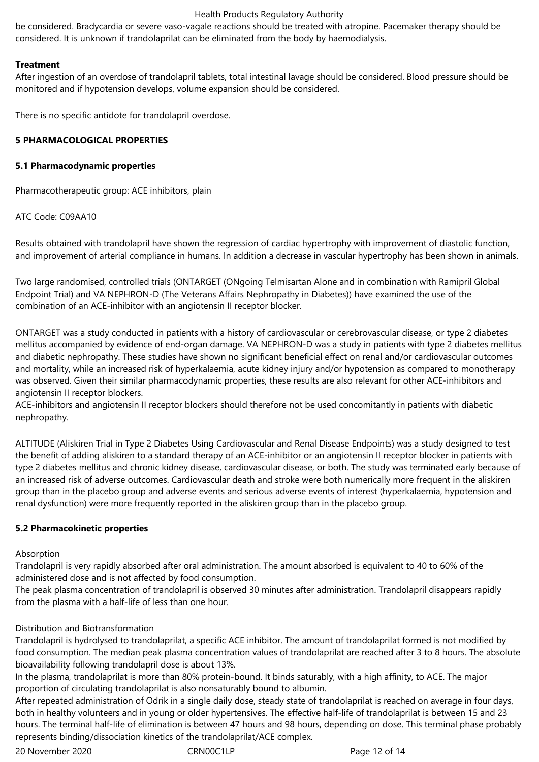be considered. Bradycardia or severe vaso-vagale reactions should be treated with atropine. Pacemaker therapy should be considered. It is unknown if trandolaprilat can be eliminated from the body by haemodialysis.

**Treatment**

After ingestion of an overdose of trandolapril tablets, total intestinal lavage should be considered. Blood pressure should be monitored and if hypotension develops, volume expansion should be considered.

There is no specific antidote for trandolapril overdose.

## 5 PHARMACOLOGICAL PROPERTIES

### 5.1 Pharmacodynamic properties

Pharmacotherapeutic group: ACE inhibitors, plain

ATC Code: C09AA10

Results obtained with trandolapril have shown the regression of cardiac hypertrophy with improvement of diastolic function, and improvement of arterial compliance in humans. In addition a decrease in vascular hypertrophy has been shown in animals.

Two large randomised, controlled trials (ONTARGET (ONgoing Telmisartan Alone and in combination with Ramipril Global Endpoint Trial) and VA NEPHRON-D (The Veterans Affairs Nephropathy in Diabetes)) have examined the use of the combination of an ACE-inhibitor with an angiotensin II receptor blocker.

ONTARGET was a study conducted in patients with a history of cardiovascular or cerebrovascular disease, or type 2 diabetes mellitus accompanied by evidence of end-organ damage. VA NEPHRON-D was a study in patients with type 2 diabetes mellitus and diabetic nephropathy. These studies have shown no significant beneficial effect on renal and/or cardiovascular outcomes and mortality, while an increased risk of hyperkalaemia, acute kidney injury and/or hypotension as compared to monotherapy was observed. Given their similar pharmacodynamic properties, these results are also relevant for other ACE-inhibitors and angiotensin II receptor blockers.
ACE-inhibitors and angiotensin II receptor blockers should therefore not be used concomitantly in patients with diabetic nephropathy.

ALTITUDE (Aliskiren Trial in Type 2 Diabetes Using Cardiovascular and Renal Disease Endpoints) was a study designed to test the benefit of adding aliskiren to a standard therapy of an ACE-inhibitor or an angiotensin II receptor blocker in patients with type 2 diabetes mellitus and chronic kidney disease, cardiovascular disease, or both. The study was terminated early because of an increased risk of adverse outcomes. Cardiovascular death and stroke were both numerically more frequent in the aliskiren group than in the placebo group and adverse events and serious adverse events of interest (hyperkalaemia, hypotension and renal dysfunction) were more frequently reported in the aliskiren group than in the placebo group.

### 5.2 Pharmacokinetic properties

Absorption
Trandolapril is very rapidly absorbed after oral administration. The amount absorbed is equivalent to 40 to 60% of the administered dose and is not affected by food consumption.
The peak plasma concentration of trandolapril is observed 30 minutes after administration. Trandolapril disappears rapidly from the plasma with a half-life of less than one hour.

Distribution and Biotransformation
Trandolapril is hydrolysed to trandolaprilat, a specific ACE inhibitor. The amount of trandolaprilat formed is not modified by food consumption. The median peak plasma concentration values of trandolaprilat are reached after 3 to 8 hours. The absolute bioavailability following trandolapril dose is about 13%.
In the plasma, trandolaprilat is more than 80% protein-bound. It binds saturably, with a high affinity, to ACE. The major proportion of circulating trandolaprilat is also nonsaturably bound to albumin.
After repeated administration of Odrik in a single daily dose, steady state of trandolaprilat is reached on average in four days, both in healthy volunteers and in young or older hypertensives. The effective half-life of trandolaprilat is between 15 and 23 hours. The terminal half-life of elimination is between 47 hours and 98 hours, depending on dose. This terminal phase probably represents binding/dissociation kinetics of the trandolaprilat/ACE complex.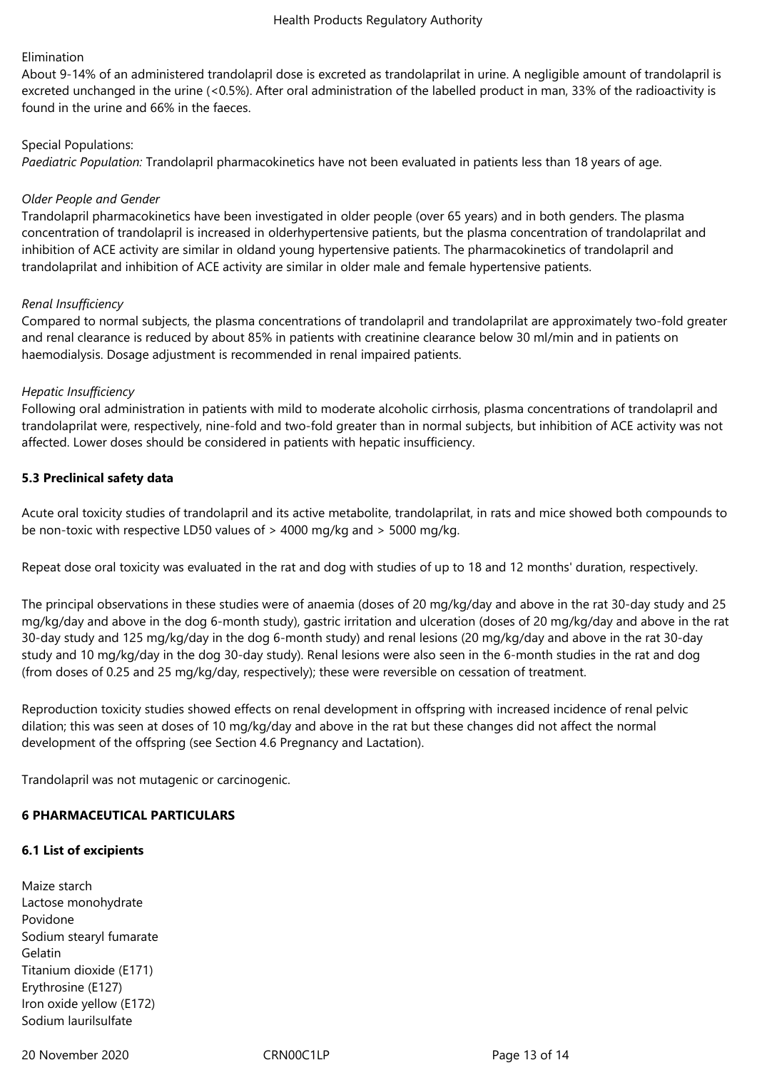Elimination

About 9-14% of an administered trandolapril dose is excreted as trandolaprilat in urine. A negligible amount of trandolapril is excreted unchanged in the urine (<0.5%). After oral administration of the labelled product in man, 33% of the radioactivity is found in the urine and 66% in the faeces.

Special Populations:

*Paediatric Population:* Trandolapril pharmacokinetics have not been evaluated in patients less than 18 years of age.

*Older People and Gender*

Trandolapril pharmacokinetics have been investigated in older people (over 65 years) and in both genders. The plasma concentration of trandolapril is increased in olderhypertensive patients, but the plasma concentration of trandolaprilat and inhibition of ACE activity are similar in oldand young hypertensive patients. The pharmacokinetics of trandolapril and trandolaprilat and inhibition of ACE activity are similar in older male and female hypertensive patients.

*Renal Insufficiency*

Compared to normal subjects, the plasma concentrations of trandolapril and trandolaprilat are approximately two-fold greater and renal clearance is reduced by about 85% in patients with creatinine clearance below 30 ml/min and in patients on haemodialysis. Dosage adjustment is recommended in renal impaired patients.

*Hepatic Insufficiency*

Following oral administration in patients with mild to moderate alcoholic cirrhosis, plasma concentrations of trandolapril and trandolaprilat were, respectively, nine-fold and two-fold greater than in normal subjects, but inhibition of ACE activity was not affected. Lower doses should be considered in patients with hepatic insufficiency.

**5.3 Preclinical safety data**

Acute oral toxicity studies of trandolapril and its active metabolite, trandolaprilat, in rats and mice showed both compounds to be non-toxic with respective LD50 values of > 4000 mg/kg and > 5000 mg/kg.

Repeat dose oral toxicity was evaluated in the rat and dog with studies of up to 18 and 12 months' duration, respectively.

The principal observations in these studies were of anaemia (doses of 20 mg/kg/day and above in the rat 30-day study and 25 mg/kg/day and above in the dog 6-month study), gastric irritation and ulceration (doses of 20 mg/kg/day and above in the rat 30-day study and 125 mg/kg/day in the dog 6-month study) and renal lesions (20 mg/kg/day and above in the rat 30-day study and 10 mg/kg/day in the dog 30-day study). Renal lesions were also seen in the 6-month studies in the rat and dog (from doses of 0.25 and 25 mg/kg/day, respectively); these were reversible on cessation of treatment.

Reproduction toxicity studies showed effects on renal development in offspring with increased incidence of renal pelvic dilation; this was seen at doses of 10 mg/kg/day and above in the rat but these changes did not affect the normal development of the offspring (see Section 4.6 Pregnancy and Lactation).

Trandolapril was not mutagenic or carcinogenic.

**6 PHARMACEUTICAL PARTICULARS**

**6.1 List of excipients**

Maize starch
Lactose monohydrate
Povidone
Sodium stearyl fumarate
Gelatin
Titanium dioxide (E171)
Erythrosine (E127)
Iron oxide yellow (E172)
Sodium laurilsulfate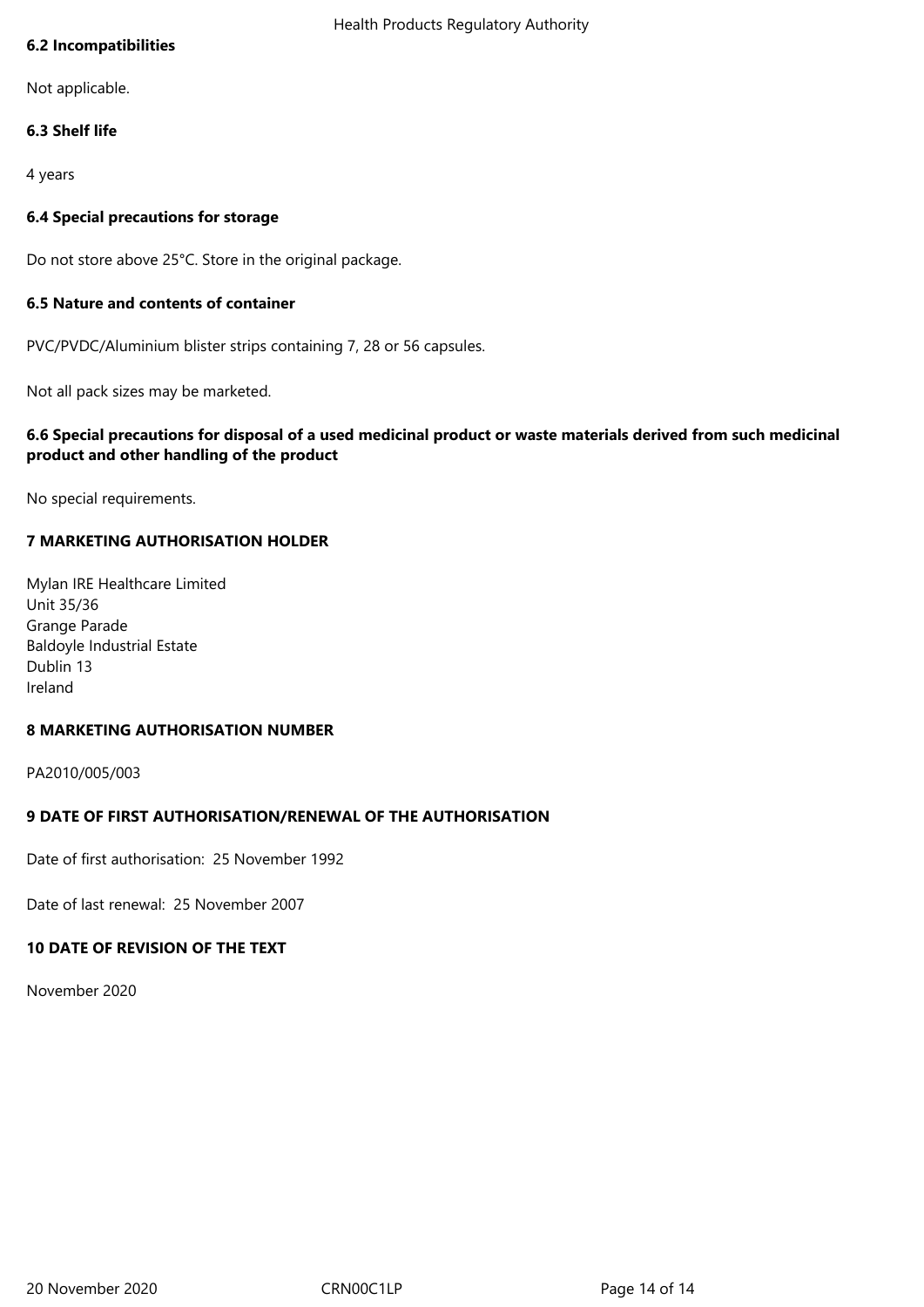## 6.2 Incompatibilities

Not applicable.

## 6.3 Shelf life

4 years

## 6.4 Special precautions for storage

Do not store above 25°C. Store in the original package.

## 6.5 Nature and contents of container

PVC/PVDC/Aluminium blister strips containing 7, 28 or 56 capsules.

Not all pack sizes may be marketed.

## 6.6 Special precautions for disposal of a used medicinal product or waste materials derived from such medicinal product and other handling of the product

No special requirements.

# 7 MARKETING AUTHORISATION HOLDER

Mylan IRE Healthcare Limited
Unit 35/36
Grange Parade
Baldoyle Industrial Estate
Dublin 13
Ireland

# 8 MARKETING AUTHORISATION NUMBER

PA2010/005/003

# 9 DATE OF FIRST AUTHORISATION/RENEWAL OF THE AUTHORISATION

Date of first authorisation: 25 November 1992

Date of last renewal: 25 November 2007

# 10 DATE OF REVISION OF THE TEXT

November 2020